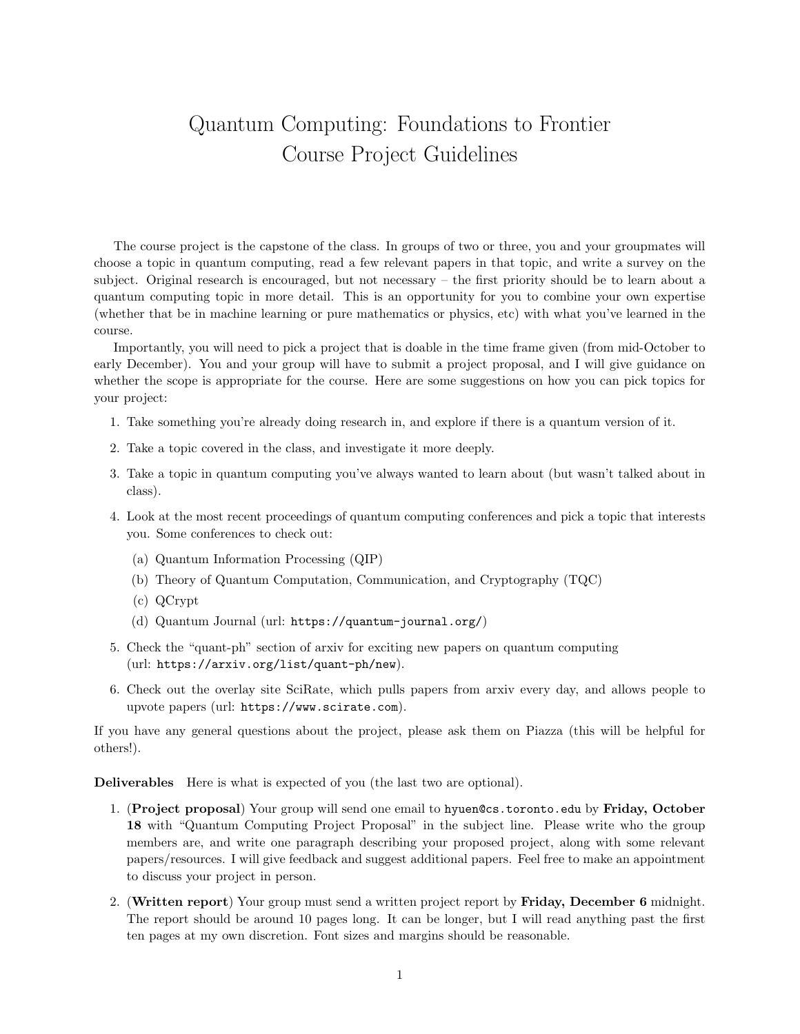# Quantum Computing: Foundations to Frontier
# Course Project Guidelines

The course project is the capstone of the class. In groups of two or three, you and your groupmates will choose a topic in quantum computing, read a few relevant papers in that topic, and write a survey on the subject. Original research is encouraged, but not necessary – the first priority should be to learn about a quantum computing topic in more detail. This is an opportunity for you to combine your own expertise (whether that be in machine learning or pure mathematics or physics, etc) with what you've learned in the course.

Importantly, you will need to pick a project that is doable in the time frame given (from mid-October to early December). You and your group will have to submit a project proposal, and I will give guidance on whether the scope is appropriate for the course. Here are some suggestions on how you can pick topics for your project:

1. Take something you're already doing research in, and explore if there is a quantum version of it.
2. Take a topic covered in the class, and investigate it more deeply.
3. Take a topic in quantum computing you've always wanted to learn about (but wasn't talked about in class).
4. Look at the most recent proceedings of quantum computing conferences and pick a topic that interests you. Some conferences to check out:
   (a) Quantum Information Processing (QIP)
   (b) Theory of Quantum Computation, Communication, and Cryptography (TQC)
   (c) QCrypt
   (d) Quantum Journal (url: `https://quantum-journal.org/`)
5. Check the "quant-ph" section of arxiv for exciting new papers on quantum computing (url: `https://arxiv.org/list/quant-ph/new`).
6. Check out the overlay site SciRate, which pulls papers from arxiv every day, and allows people to upvote papers (url: `https://www.scirate.com`).

If you have any general questions about the project, please ask them on Piazza (this will be helpful for others!).

**Deliverables** Here is what is expected of you (the last two are optional).

1. (**Project proposal**) Your group will send one email to `hyuen@cs.toronto.edu` by **Friday, October 18** with "Quantum Computing Project Proposal" in the subject line. Please write who the group members are, and write one paragraph describing your proposed project, along with some relevant papers/resources. I will give feedback and suggest additional papers. Feel free to make an appointment to discuss your project in person.
2. (**Written report**) Your group must send a written project report by **Friday, December 6** midnight. The report should be around 10 pages long. It can be longer, but I will read anything past the first ten pages at my own discretion. Font sizes and margins should be reasonable.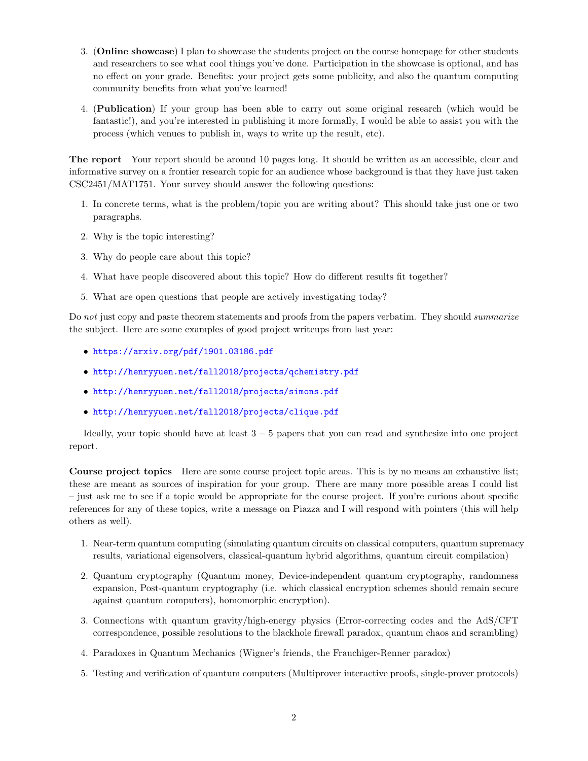3. (**Online showcase**) I plan to showcase the students project on the course homepage for other students and researchers to see what cool things you've done. Participation in the showcase is optional, and has no effect on your grade. Benefits: your project gets some publicity, and also the quantum computing community benefits from what you've learned!

4. (**Publication**) If your group has been able to carry out some original research (which would be fantastic!), and you're interested in publishing it more formally, I would be able to assist you with the process (which venues to publish in, ways to write up the result, etc).

**The report** Your report should be around 10 pages long. It should be written as an accessible, clear and informative survey on a frontier research topic for an audience whose background is that they have just taken CSC2451/MAT1751. Your survey should answer the following questions:

1. In concrete terms, what is the problem/topic you are writing about? This should take just one or two paragraphs.
2. Why is the topic interesting?
3. Why do people care about this topic?
4. What have people discovered about this topic? How do different results fit together?
5. What are open questions that people are actively investigating today?

Do *not* just copy and paste theorem statements and proofs from the papers verbatim. They should *summarize* the subject. Here are some examples of good project writeups from last year:

- https://arxiv.org/pdf/1901.03186.pdf
- http://henryyuen.net/fall2018/projects/qchemistry.pdf
- http://henryyuen.net/fall2018/projects/simons.pdf
- http://henryyuen.net/fall2018/projects/clique.pdf

Ideally, your topic should have at least $3-5$ papers that you can read and synthesize into one project report.

**Course project topics** Here are some course project topic areas. This is by no means an exhaustive list; these are meant as sources of inspiration for your group. There are many more possible areas I could list – just ask me to see if a topic would be appropriate for the course project. If you're curious about specific references for any of these topics, write a message on Piazza and I will respond with pointers (this will help others as well).

1. Near-term quantum computing (simulating quantum circuits on classical computers, quantum supremacy results, variational eigensolvers, classical-quantum hybrid algorithms, quantum circuit compilation)
2. Quantum cryptography (Quantum money, Device-independent quantum cryptography, randomness expansion, Post-quantum cryptography (i.e. which classical encryption schemes should remain secure against quantum computers), homomorphic encryption).
3. Connections with quantum gravity/high-energy physics (Error-correcting codes and the AdS/CFT correspondence, possible resolutions to the blackhole firewall paradox, quantum chaos and scrambling)
4. Paradoxes in Quantum Mechanics (Wigner's friends, the Frauchiger-Renner paradox)
5. Testing and verification of quantum computers (Multiprover interactive proofs, single-prover protocols)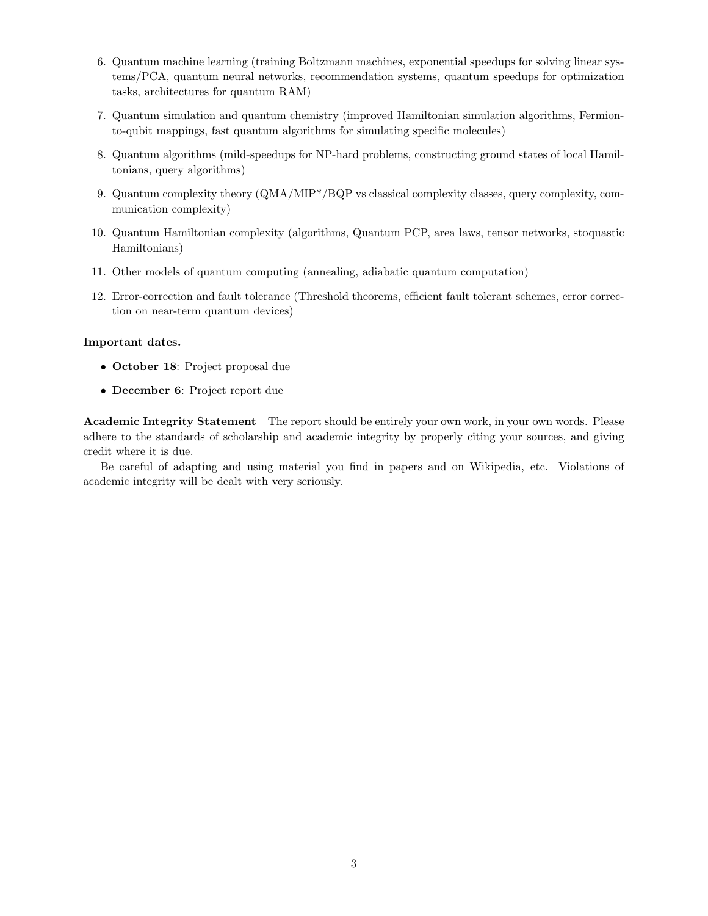6. Quantum machine learning (training Boltzmann machines, exponential speedups for solving linear systems/PCA, quantum neural networks, recommendation systems, quantum speedups for optimization tasks, architectures for quantum RAM)
7. Quantum simulation and quantum chemistry (improved Hamiltonian simulation algorithms, Fermion-to-qubit mappings, fast quantum algorithms for simulating specific molecules)
8. Quantum algorithms (mild-speedups for NP-hard problems, constructing ground states of local Hamiltonians, query algorithms)
9. Quantum complexity theory (QMA/MIP*/BQP vs classical complexity classes, query complexity, communication complexity)
10. Quantum Hamiltonian complexity (algorithms, Quantum PCP, area laws, tensor networks, stoquastic Hamiltonians)
11. Other models of quantum computing (annealing, adiabatic quantum computation)
12. Error-correction and fault tolerance (Threshold theorems, efficient fault tolerant schemes, error correction on near-term quantum devices)

**Important dates.**

- **October 18**: Project proposal due
- **December 6**: Project report due

**Academic Integrity Statement** The report should be entirely your own work, in your own words. Please adhere to the standards of scholarship and academic integrity by properly citing your sources, and giving credit where it is due.

Be careful of adapting and using material you find in papers and on Wikipedia, etc. Violations of academic integrity will be dealt with very seriously.